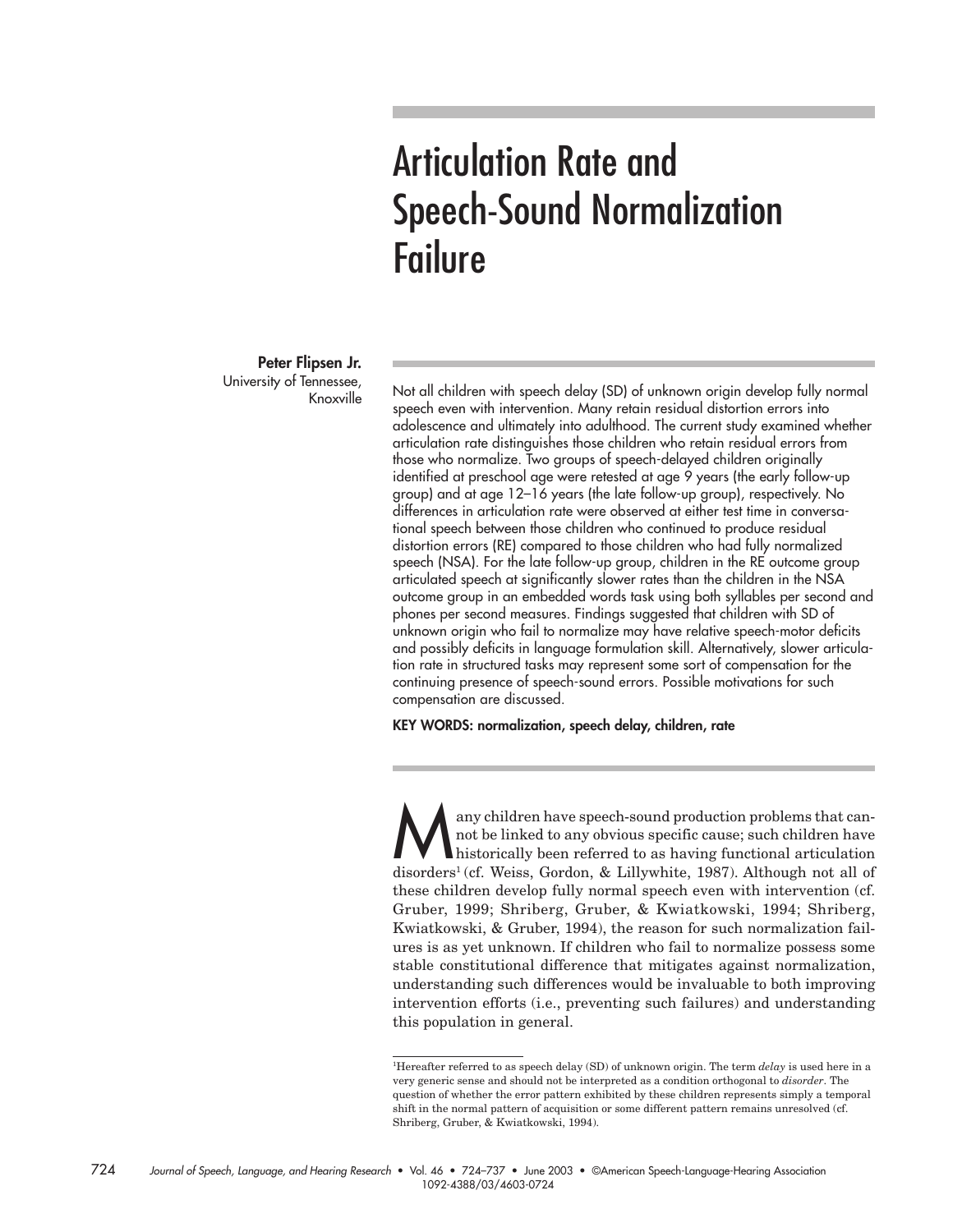# Articulation Rate and Speech-Sound Normalization Failure

**Peter Flipsen Jr.**
University of Tennessee, Knoxville

Not all children with speech delay (SD) of unknown origin develop fully normal speech even with intervention. Many retain residual distortion errors into adolescence and ultimately into adulthood. The current study examined whether articulation rate distinguishes those children who retain residual errors from those who normalize. Two groups of speech-delayed children originally identified at preschool age were retested at age 9 years (the early follow-up group) and at age 12–16 years (the late follow-up group), respectively. No differences in articulation rate were observed at either test time in conversational speech between those children who continued to produce residual distortion errors (RE) compared to those children who had fully normalized speech (NSA). For the late follow-up group, children in the RE outcome group articulated speech at significantly slower rates than the children in the NSA outcome group in an embedded words task using both syllables per second and phones per second measures. Findings suggested that children with SD of unknown origin who fail to normalize may have relative speech-motor deficits and possibly deficits in language formulation skill. Alternatively, slower articulation rate in structured tasks may represent some sort of compensation for the continuing presence of speech-sound errors. Possible motivations for such compensation are discussed.

**KEY WORDS: normalization, speech delay, children, rate**

Many children have speech-sound production problems that cannot be linked to any obvious specific cause; such children have historically been referred to as having functional articulation disorders[1] (cf. Weiss, Gordon, & Lillywhite, 1987). Although not all of these children develop fully normal speech even with intervention (cf. Gruber, 1999; Shriberg, Gruber, & Kwiatkowski, 1994; Shriberg, Kwiatkowski, & Gruber, 1994), the reason for such normalization failures is as yet unknown. If children who fail to normalize possess some stable constitutional difference that mitigates against normalization, understanding such differences would be invaluable to both improving intervention efforts (i.e., preventing such failures) and understanding this population in general.

[1]Hereafter referred to as speech delay (SD) of unknown origin. The term *delay* is used here in a very generic sense and should not be interpreted as a condition orthogonal to *disorder*. The question of whether the error pattern exhibited by these children represents simply a temporal shift in the normal pattern of acquisition or some different pattern remains unresolved (cf. Shriberg, Gruber, & Kwiatkowski, 1994).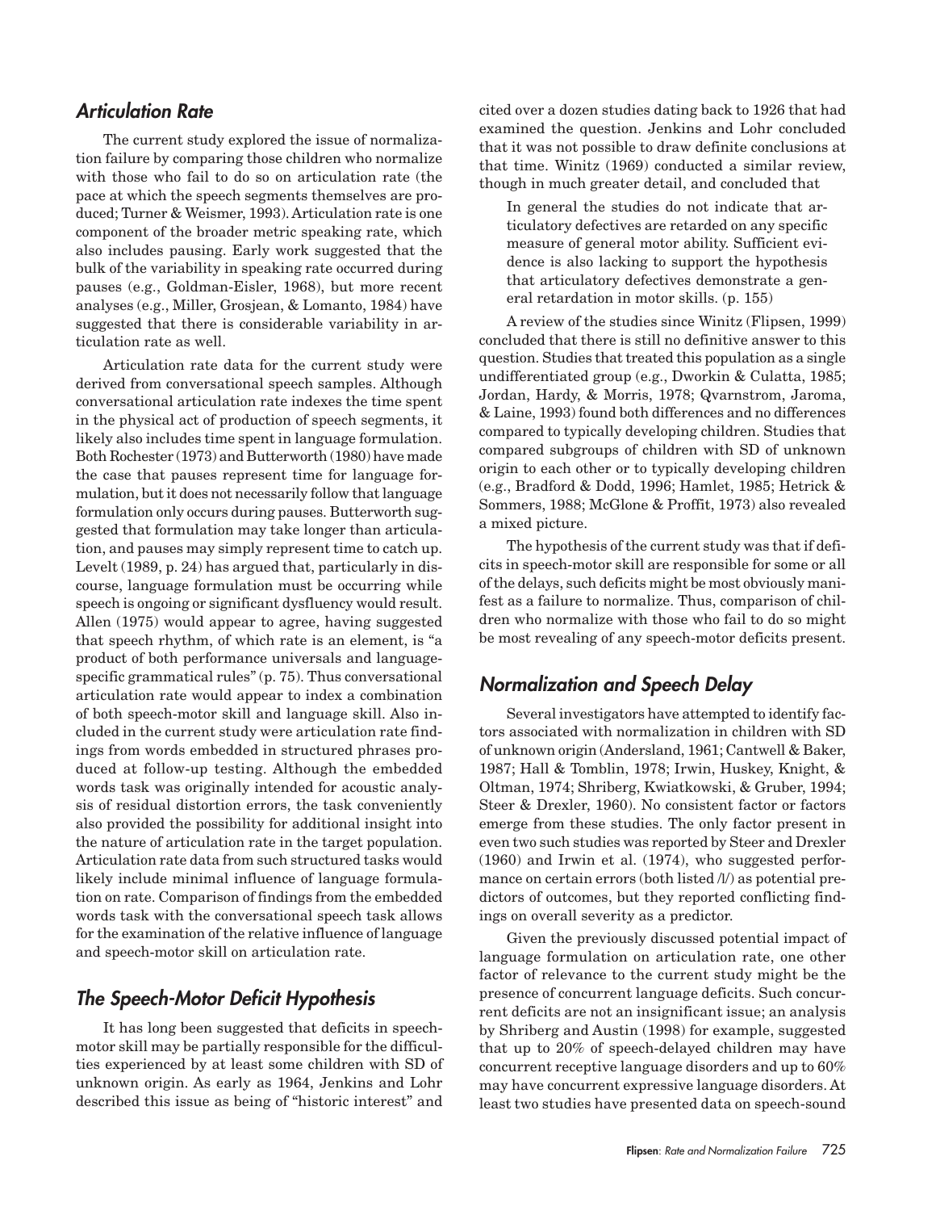## Articulation Rate

The current study explored the issue of normalization failure by comparing those children who normalize with those who fail to do so on articulation rate (the pace at which the speech segments themselves are produced; Turner & Weismer, 1993). Articulation rate is one component of the broader metric speaking rate, which also includes pausing. Early work suggested that the bulk of the variability in speaking rate occurred during pauses (e.g., Goldman-Eisler, 1968), but more recent analyses (e.g., Miller, Grosjean, & Lomanto, 1984) have suggested that there is considerable variability in articulation rate as well.

Articulation rate data for the current study were derived from conversational speech samples. Although conversational articulation rate indexes the time spent in the physical act of production of speech segments, it likely also includes time spent in language formulation. Both Rochester (1973) and Butterworth (1980) have made the case that pauses represent time for language formulation, but it does not necessarily follow that language formulation only occurs during pauses. Butterworth suggested that formulation may take longer than articulation, and pauses may simply represent time to catch up. Levelt (1989, p. 24) has argued that, particularly in discourse, language formulation must be occurring while speech is ongoing or significant dysfluency would result. Allen (1975) would appear to agree, having suggested that speech rhythm, of which rate is an element, is "a product of both performance universals and language-specific grammatical rules" (p. 75). Thus conversational articulation rate would appear to index a combination of both speech-motor skill and language skill. Also included in the current study were articulation rate findings from words embedded in structured phrases produced at follow-up testing. Although the embedded words task was originally intended for acoustic analysis of residual distortion errors, the task conveniently also provided the possibility for additional insight into the nature of articulation rate in the target population. Articulation rate data from such structured tasks would likely include minimal influence of language formulation on rate. Comparison of findings from the embedded words task with the conversational speech task allows for the examination of the relative influence of language and speech-motor skill on articulation rate.

## The Speech-Motor Deficit Hypothesis

It has long been suggested that deficits in speech-motor skill may be partially responsible for the difficulties experienced by at least some children with SD of unknown origin. As early as 1964, Jenkins and Lohr described this issue as being of "historic interest" and cited over a dozen studies dating back to 1926 that had examined the question. Jenkins and Lohr concluded that it was not possible to draw definite conclusions at that time. Winitz (1969) conducted a similar review, though in much greater detail, and concluded that

> In general the studies do not indicate that articulatory defectives are retarded on any specific measure of general motor ability. Sufficient evidence is also lacking to support the hypothesis that articulatory defectives demonstrate a general retardation in motor skills. (p. 155)

A review of the studies since Winitz (Flipsen, 1999) concluded that there is still no definitive answer to this question. Studies that treated this population as a single undifferentiated group (e.g., Dworkin & Culatta, 1985; Jordan, Hardy, & Morris, 1978; Qvarnstrom, Jaroma, & Laine, 1993) found both differences and no differences compared to typically developing children. Studies that compared subgroups of children with SD of unknown origin to each other or to typically developing children (e.g., Bradford & Dodd, 1996; Hamlet, 1985; Hetrick & Sommers, 1988; McGlone & Proffit, 1973) also revealed a mixed picture.

The hypothesis of the current study was that if deficits in speech-motor skill are responsible for some or all of the delays, such deficits might be most obviously manifest as a failure to normalize. Thus, comparison of children who normalize with those who fail to do so might be most revealing of any speech-motor deficits present.

## Normalization and Speech Delay

Several investigators have attempted to identify factors associated with normalization in children with SD of unknown origin (Andersland, 1961; Cantwell & Baker, 1987; Hall & Tomblin, 1978; Irwin, Huskey, Knight, & Oltman, 1974; Shriberg, Kwiatkowski, & Gruber, 1994; Steer & Drexler, 1960). No consistent factor or factors emerge from these studies. The only factor present in even two such studies was reported by Steer and Drexler (1960) and Irwin et al. (1974), who suggested performance on certain errors (both listed /l/) as potential predictors of outcomes, but they reported conflicting findings on overall severity as a predictor.

Given the previously discussed potential impact of language formulation on articulation rate, one other factor of relevance to the current study might be the presence of concurrent language deficits. Such concurrent deficits are not an insignificant issue; an analysis by Shriberg and Austin (1998) for example, suggested that up to 20% of speech-delayed children may have concurrent receptive language disorders and up to 60% may have concurrent expressive language disorders. At least two studies have presented data on speech-sound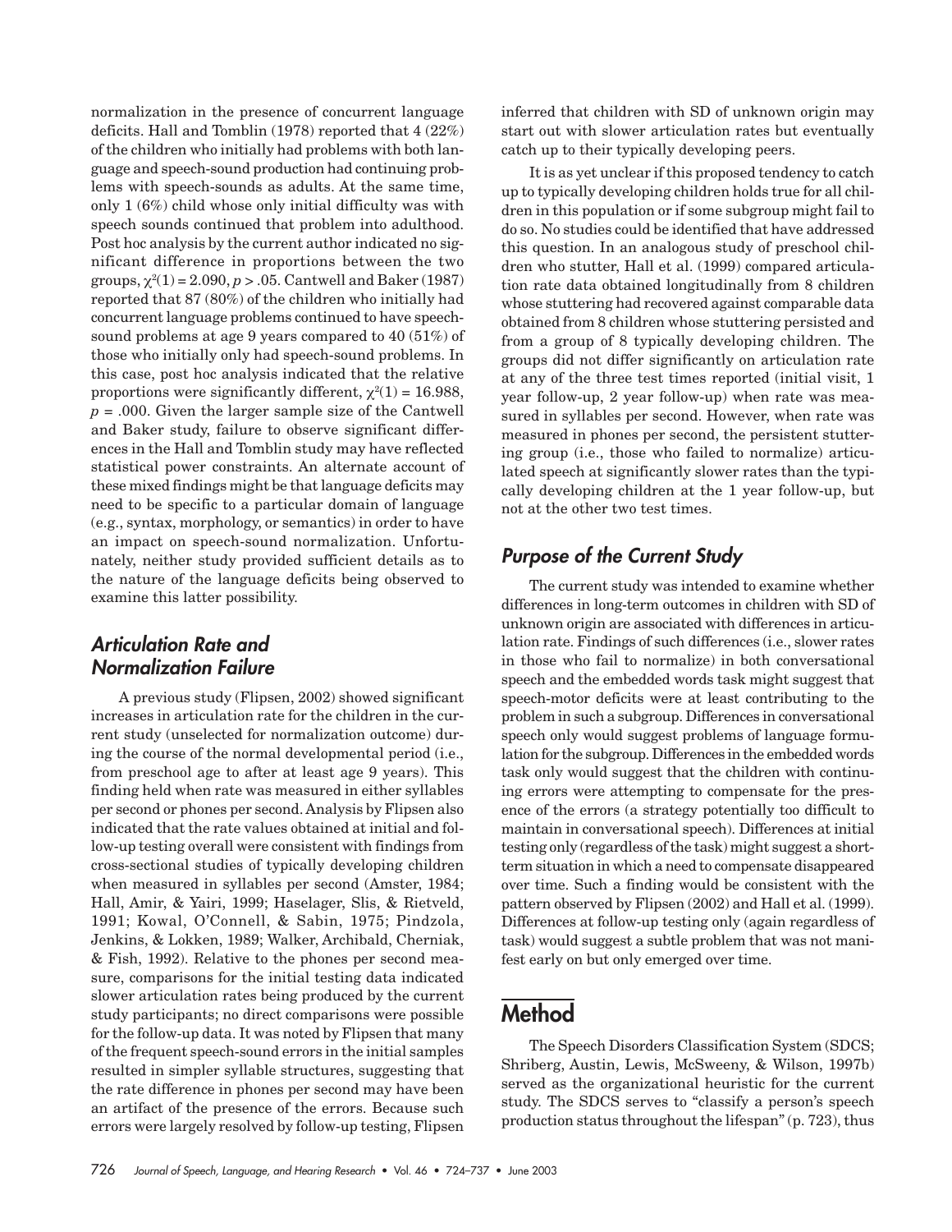normalization in the presence of concurrent language deficits. Hall and Tomblin (1978) reported that 4 (22%) of the children who initially had problems with both language and speech-sound production had continuing problems with speech-sounds as adults. At the same time, only 1 (6%) child whose only initial difficulty was with speech sounds continued that problem into adulthood. Post hoc analysis by the current author indicated no significant difference in proportions between the two groups, $\chi^2(1) = 2.090$, $p > .05$. Cantwell and Baker (1987) reported that 87 (80%) of the children who initially had concurrent language problems continued to have speech-sound problems at age 9 years compared to 40 (51%) of those who initially only had speech-sound problems. In this case, post hoc analysis indicated that the relative proportions were significantly different, $\chi^2(1) = 16.988$, $p = .000$. Given the larger sample size of the Cantwell and Baker study, failure to observe significant differences in the Hall and Tomblin study may have reflected statistical power constraints. An alternate account of these mixed findings might be that language deficits may need to be specific to a particular domain of language (e.g., syntax, morphology, or semantics) in order to have an impact on speech-sound normalization. Unfortunately, neither study provided sufficient details as to the nature of the language deficits being observed to examine this latter possibility.

## *Articulation Rate and Normalization Failure*

A previous study (Flipsen, 2002) showed significant increases in articulation rate for the children in the current study (unselected for normalization outcome) during the course of the normal developmental period (i.e., from preschool age to after at least age 9 years). This finding held when rate was measured in either syllables per second or phones per second. Analysis by Flipsen also indicated that the rate values obtained at initial and follow-up testing overall were consistent with findings from cross-sectional studies of typically developing children when measured in syllables per second (Amster, 1984; Hall, Amir, & Yairi, 1999; Haselager, Slis, & Rietveld, 1991; Kowal, O'Connell, & Sabin, 1975; Pindzola, Jenkins, & Lokken, 1989; Walker, Archibald, Cherniak, & Fish, 1992). Relative to the phones per second measure, comparisons for the initial testing data indicated slower articulation rates being produced by the current study participants; no direct comparisons were possible for the follow-up data. It was noted by Flipsen that many of the frequent speech-sound errors in the initial samples resulted in simpler syllable structures, suggesting that the rate difference in phones per second may have been an artifact of the presence of the errors. Because such errors were largely resolved by follow-up testing, Flipsen inferred that children with SD of unknown origin may start out with slower articulation rates but eventually catch up to their typically developing peers.

It is as yet unclear if this proposed tendency to catch up to typically developing children holds true for all children in this population or if some subgroup might fail to do so. No studies could be identified that have addressed this question. In an analogous study of preschool children who stutter, Hall et al. (1999) compared articulation rate data obtained longitudinally from 8 children whose stuttering had recovered against comparable data obtained from 8 children whose stuttering persisted and from a group of 8 typically developing children. The groups did not differ significantly on articulation rate at any of the three test times reported (initial visit, 1 year follow-up, 2 year follow-up) when rate was measured in syllables per second. However, when rate was measured in phones per second, the persistent stuttering group (i.e., those who failed to normalize) articulated speech at significantly slower rates than the typically developing children at the 1 year follow-up, but not at the other two test times.

## *Purpose of the Current Study*

The current study was intended to examine whether differences in long-term outcomes in children with SD of unknown origin are associated with differences in articulation rate. Findings of such differences (i.e., slower rates in those who fail to normalize) in both conversational speech and the embedded words task might suggest that speech-motor deficits were at least contributing to the problem in such a subgroup. Differences in conversational speech only would suggest problems of language formulation for the subgroup. Differences in the embedded words task only would suggest that the children with continuing errors were attempting to compensate for the presence of the errors (a strategy potentially too difficult to maintain in conversational speech). Differences at initial testing only (regardless of the task) might suggest a short-term situation in which a need to compensate disappeared over time. Such a finding would be consistent with the pattern observed by Flipsen (2002) and Hall et al. (1999). Differences at follow-up testing only (again regardless of task) would suggest a subtle problem that was not manifest early on but only emerged over time.

# Method

The Speech Disorders Classification System (SDCS; Shriberg, Austin, Lewis, McSweeny, & Wilson, 1997b) served as the organizational heuristic for the current study. The SDCS serves to "classify a person's speech production status throughout the lifespan" (p. 723), thus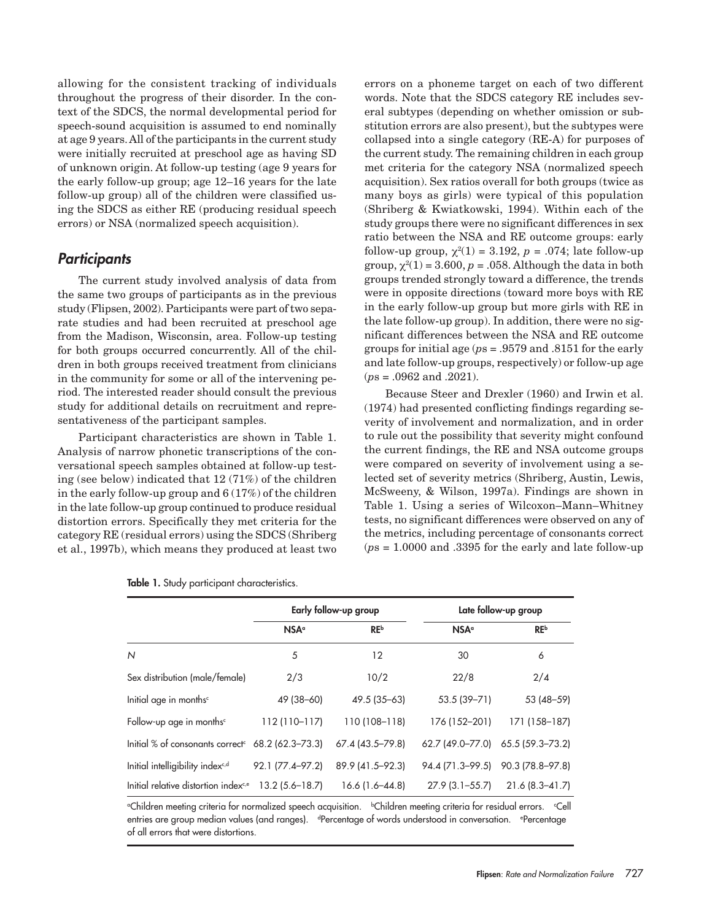allowing for the consistent tracking of individuals throughout the progress of their disorder. In the context of the SDCS, the normal developmental period for speech-sound acquisition is assumed to end nominally at age 9 years. All of the participants in the current study were initially recruited at preschool age as having SD of unknown origin. At follow-up testing (age 9 years for the early follow-up group; age 12–16 years for the late follow-up group) all of the children were classified using the SDCS as either RE (producing residual speech errors) or NSA (normalized speech acquisition).

## *Participants*

The current study involved analysis of data from the same two groups of participants as in the previous study (Flipsen, 2002). Participants were part of two separate studies and had been recruited at preschool age from the Madison, Wisconsin, area. Follow-up testing for both groups occurred concurrently. All of the children in both groups received treatment from clinicians in the community for some or all of the intervening period. The interested reader should consult the previous study for additional details on recruitment and representativeness of the participant samples.

Participant characteristics are shown in Table 1. Analysis of narrow phonetic transcriptions of the conversational speech samples obtained at follow-up testing (see below) indicated that 12 (71%) of the children in the early follow-up group and 6 (17%) of the children in the late follow-up group continued to produce residual distortion errors. Specifically they met criteria for the category RE (residual errors) using the SDCS (Shriberg et al., 1997b), which means they produced at least two errors on a phoneme target on each of two different words. Note that the SDCS category RE includes several subtypes (depending on whether omission or substitution errors are also present), but the subtypes were collapsed into a single category (RE-A) for purposes of the current study. The remaining children in each group met criteria for the category NSA (normalized speech acquisition). Sex ratios overall for both groups (twice as many boys as girls) were typical of this population (Shriberg & Kwiatkowski, 1994). Within each of the study groups there were no significant differences in sex ratio between the NSA and RE outcome groups: early follow-up group, $\chi^2(1) = 3.192$, $p = .074$; late follow-up group, $\chi^2(1) = 3.600$, $p = .058$. Although the data in both groups trended strongly toward a difference, the trends were in opposite directions (toward more boys with RE in the early follow-up group but more girls with RE in the late follow-up group). In addition, there were no significant differences between the NSA and RE outcome groups for initial age ($p$s = .9579 and .8151 for the early and late follow-up groups, respectively) or follow-up age ($p$s = .0962 and .2021).

Because Steer and Drexler (1960) and Irwin et al. (1974) had presented conflicting findings regarding severity of involvement and normalization, and in order to rule out the possibility that severity might confound the current findings, the RE and NSA outcome groups were compared on severity of involvement using a selected set of severity metrics (Shriberg, Austin, Lewis, McSweeny, & Wilson, 1997a). Findings are shown in Table 1. Using a series of Wilcoxon–Mann–Whitney tests, no significant differences were observed on any of the metrics, including percentage of consonants correct ($p$s = 1.0000 and .3395 for the early and late follow-up

**Table 1.** Study participant characteristics.

| | Early follow-up group | | Late follow-up group | |
|---|---|---|---|---|
| | NSA[a] | RE[b] | NSA[a] | RE[b] |
| *N* | 5 | 12 | 30 | 6 |
| Sex distribution (male/female) | 2/3 | 10/2 | 22/8 | 2/4 |
| Initial age in months[c] | 49 (38–60) | 49.5 (35–63) | 53.5 (39–71) | 53 (48–59) |
| Follow-up age in months[c] | 112 (110–117) | 110 (108–118) | 176 (152–201) | 171 (158–187) |
| Initial % of consonants correct[c] | 68.2 (62.3–73.3) | 67.4 (43.5–79.8) | 62.7 (49.0–77.0) | 65.5 (59.3–73.2) |
| Initial intelligibility index[c,d] | 92.1 (77.4–97.2) | 89.9 (41.5–92.3) | 94.4 (71.3–99.5) | 90.3 (78.8–97.8) |
| Initial relative distortion index[c,e] | 13.2 (5.6–18.7) | 16.6 (1.6–44.8) | 27.9 (3.1–55.7) | 21.6 (8.3–41.7) |

[a]Children meeting criteria for normalized speech acquisition. [b]Children meeting criteria for residual errors. [c]Cell entries are group median values (and ranges). [d]Percentage of words understood in conversation. [e]Percentage of all errors that were distortions.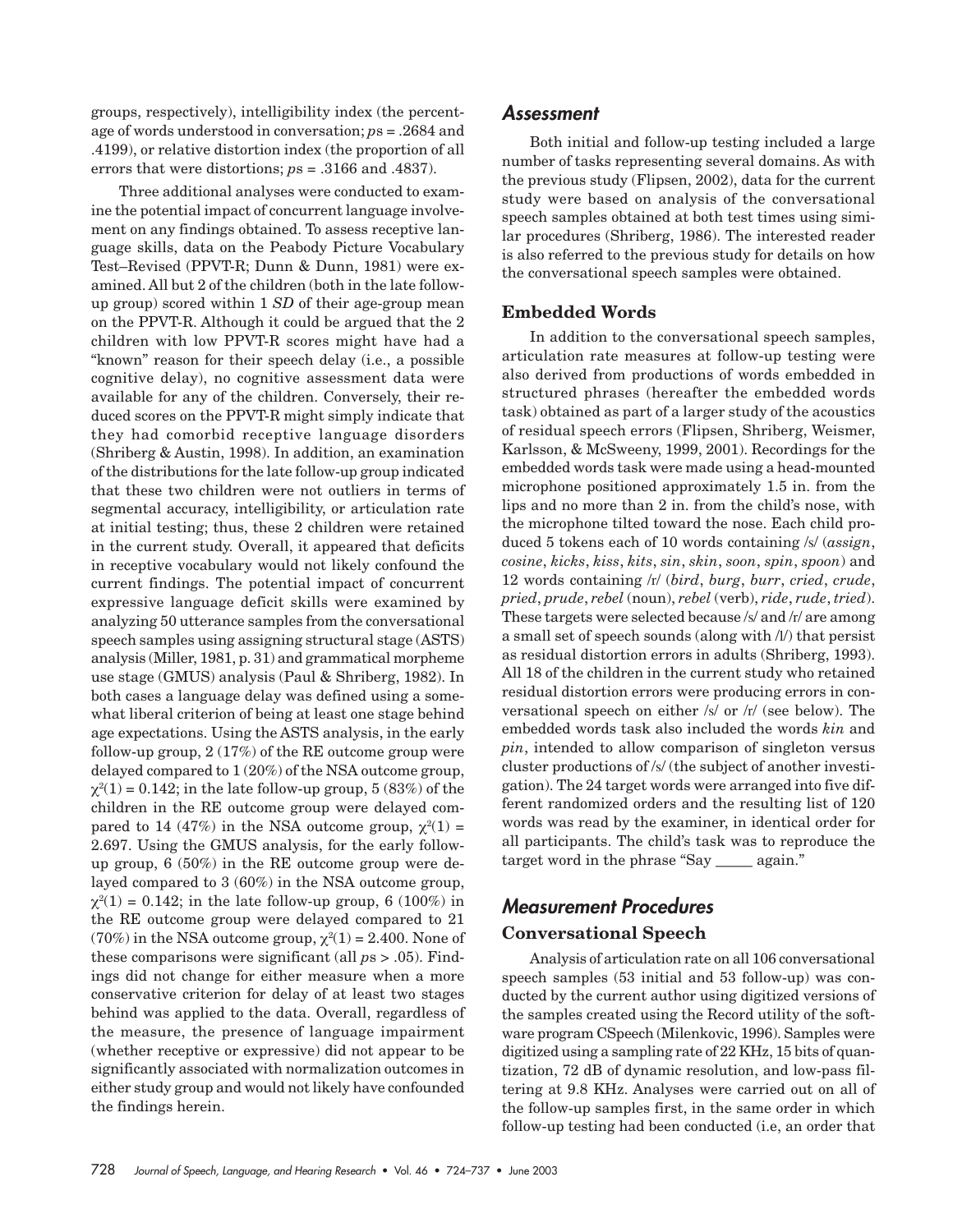groups, respectively), intelligibility index (the percentage of words understood in conversation; *p*s = .2684 and .4199), or relative distortion index (the proportion of all errors that were distortions; *p*s = .3166 and .4837).

Three additional analyses were conducted to examine the potential impact of concurrent language involvement on any findings obtained. To assess receptive language skills, data on the Peabody Picture Vocabulary Test–Revised (PPVT-R; Dunn & Dunn, 1981) were examined. All but 2 of the children (both in the late follow-up group) scored within 1 *SD* of their age-group mean on the PPVT-R. Although it could be argued that the 2 children with low PPVT-R scores might have had a "known" reason for their speech delay (i.e., a possible cognitive delay), no cognitive assessment data were available for any of the children. Conversely, their reduced scores on the PPVT-R might simply indicate that they had comorbid receptive language disorders (Shriberg & Austin, 1998). In addition, an examination of the distributions for the late follow-up group indicated that these two children were not outliers in terms of segmental accuracy, intelligibility, or articulation rate at initial testing; thus, these 2 children were retained in the current study. Overall, it appeared that deficits in receptive vocabulary would not likely confound the current findings. The potential impact of concurrent expressive language deficit skills were examined by analyzing 50 utterance samples from the conversational speech samples using assigning structural stage (ASTS) analysis (Miller, 1981, p. 31) and grammatical morpheme use stage (GMUS) analysis (Paul & Shriberg, 1982). In both cases a language delay was defined using a somewhat liberal criterion of being at least one stage behind age expectations. Using the ASTS analysis, in the early follow-up group, 2 (17%) of the RE outcome group were delayed compared to 1 (20%) of the NSA outcome group, $\chi^2(1) = 0.142$; in the late follow-up group, 5 (83%) of the children in the RE outcome group were delayed compared to 14 (47%) in the NSA outcome group, $\chi^2(1) = 2.697$. Using the GMUS analysis, for the early follow-up group, 6 (50%) in the RE outcome group were delayed compared to 3 (60%) in the NSA outcome group, $\chi^2(1) = 0.142$; in the late follow-up group, 6 (100%) in the RE outcome group were delayed compared to 21 (70%) in the NSA outcome group, $\chi^2(1) = 2.400$. None of these comparisons were significant (all $p$s > .05). Findings did not change for either measure when a more conservative criterion for delay of at least two stages behind was applied to the data. Overall, regardless of the measure, the presence of language impairment (whether receptive or expressive) did not appear to be significantly associated with normalization outcomes in either study group and would not likely have confounded the findings herein.

## Assessment

Both initial and follow-up testing included a large number of tasks representing several domains. As with the previous study (Flipsen, 2002), data for the current study were based on analysis of the conversational speech samples obtained at both test times using similar procedures (Shriberg, 1986). The interested reader is also referred to the previous study for details on how the conversational speech samples were obtained.

### Embedded Words

In addition to the conversational speech samples, articulation rate measures at follow-up testing were also derived from productions of words embedded in structured phrases (hereafter the embedded words task) obtained as part of a larger study of the acoustics of residual speech errors (Flipsen, Shriberg, Weismer, Karlsson, & McSweeny, 1999, 2001). Recordings for the embedded words task were made using a head-mounted microphone positioned approximately 1.5 in. from the lips and no more than 2 in. from the child's nose, with the microphone tilted toward the nose. Each child produced 5 tokens each of 10 words containing /s/ (*assign*, *cosine*, *kicks*, *kiss*, *kits*, *sin*, *skin*, *soon*, *spin*, *spoon*) and 12 words containing /r/ (*bird*, *burg*, *burr*, *cried*, *crude*, *pried*, *prude*, *rebel* (noun), *rebel* (verb), *ride*, *rude*, *tried*). These targets were selected because /s/ and /r/ are among a small set of speech sounds (along with /l/) that persist as residual distortion errors in adults (Shriberg, 1993). All 18 of the children in the current study who retained residual distortion errors were producing errors in conversational speech on either /s/ or /r/ (see below). The embedded words task also included the words *kin* and *pin*, intended to allow comparison of singleton versus cluster productions of /s/ (the subject of another investigation). The 24 target words were arranged into five different randomized orders and the resulting list of 120 words was read by the examiner, in identical order for all participants. The child's task was to reproduce the target word in the phrase "Say _____ again."

## Measurement Procedures

### Conversational Speech

Analysis of articulation rate on all 106 conversational speech samples (53 initial and 53 follow-up) was conducted by the current author using digitized versions of the samples created using the Record utility of the software program CSpeech (Milenkovic, 1996). Samples were digitized using a sampling rate of 22 KHz, 15 bits of quantization, 72 dB of dynamic resolution, and low-pass filtering at 9.8 KHz. Analyses were carried out on all of the follow-up samples first, in the same order in which follow-up testing had been conducted (i.e, an order that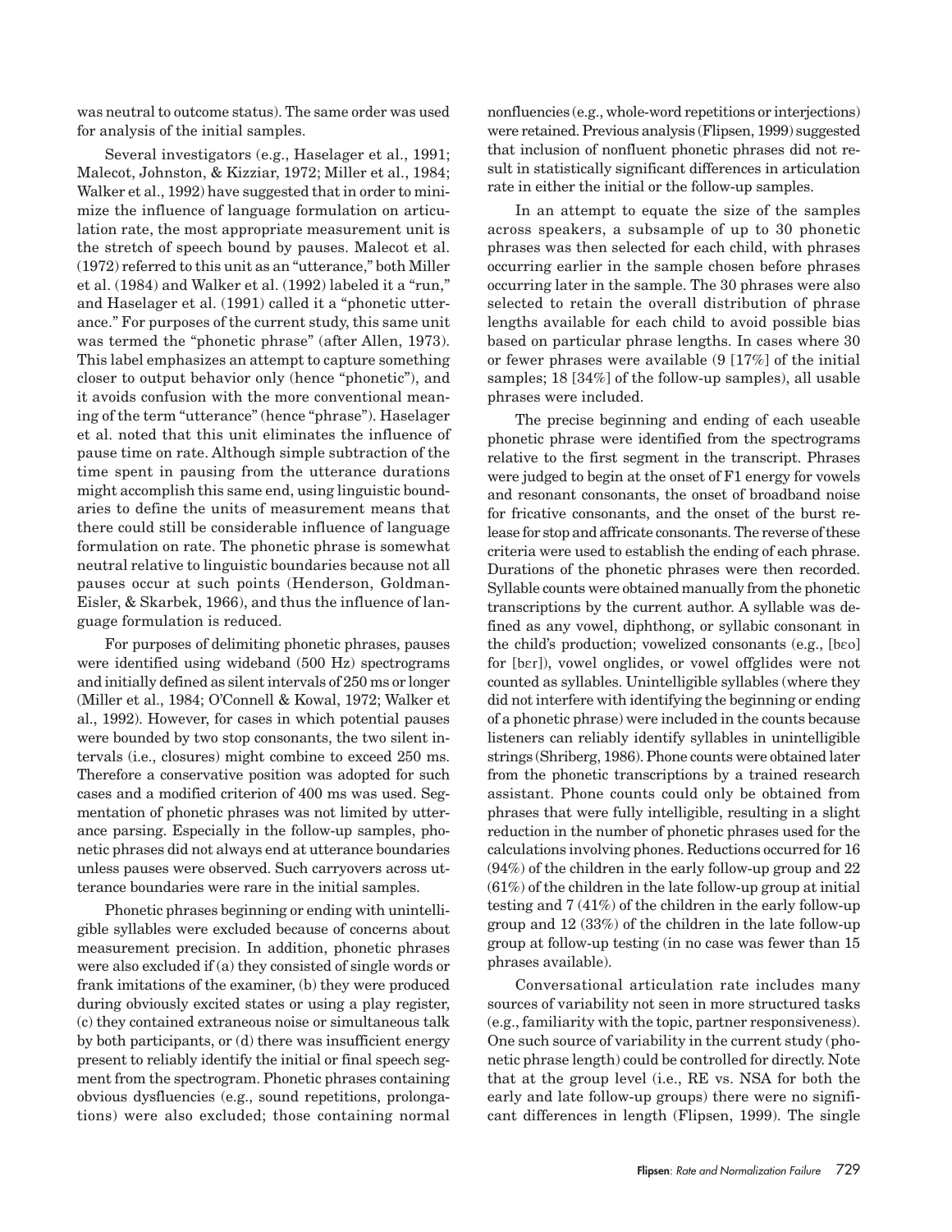was neutral to outcome status). The same order was used for analysis of the initial samples.

Several investigators (e.g., Haselager et al., 1991; Malecot, Johnston, & Kizziar, 1972; Miller et al., 1984; Walker et al., 1992) have suggested that in order to minimize the influence of language formulation on articulation rate, the most appropriate measurement unit is the stretch of speech bound by pauses. Malecot et al. (1972) referred to this unit as an "utterance," both Miller et al. (1984) and Walker et al. (1992) labeled it a "run," and Haselager et al. (1991) called it a "phonetic utterance." For purposes of the current study, this same unit was termed the "phonetic phrase" (after Allen, 1973). This label emphasizes an attempt to capture something closer to output behavior only (hence "phonetic"), and it avoids confusion with the more conventional meaning of the term "utterance" (hence "phrase"). Haselager et al. noted that this unit eliminates the influence of pause time on rate. Although simple subtraction of the time spent in pausing from the utterance durations might accomplish this same end, using linguistic boundaries to define the units of measurement means that there could still be considerable influence of language formulation on rate. The phonetic phrase is somewhat neutral relative to linguistic boundaries because not all pauses occur at such points (Henderson, Goldman-Eisler, & Skarbek, 1966), and thus the influence of language formulation is reduced.

For purposes of delimiting phonetic phrases, pauses were identified using wideband (500 Hz) spectrograms and initially defined as silent intervals of 250 ms or longer (Miller et al., 1984; O'Connell & Kowal, 1972; Walker et al., 1992). However, for cases in which potential pauses were bounded by two stop consonants, the two silent intervals (i.e., closures) might combine to exceed 250 ms. Therefore a conservative position was adopted for such cases and a modified criterion of 400 ms was used. Segmentation of phonetic phrases was not limited by utterance parsing. Especially in the follow-up samples, phonetic phrases did not always end at utterance boundaries unless pauses were observed. Such carryovers across utterance boundaries were rare in the initial samples.

Phonetic phrases beginning or ending with unintelligible syllables were excluded because of concerns about measurement precision. In addition, phonetic phrases were also excluded if (a) they consisted of single words or frank imitations of the examiner, (b) they were produced during obviously excited states or using a play register, (c) they contained extraneous noise or simultaneous talk by both participants, or (d) there was insufficient energy present to reliably identify the initial or final speech segment from the spectrogram. Phonetic phrases containing obvious dysfluencies (e.g., sound repetitions, prolongations) were also excluded; those containing normal nonfluencies (e.g., whole-word repetitions or interjections) were retained. Previous analysis (Flipsen, 1999) suggested that inclusion of nonfluent phonetic phrases did not result in statistically significant differences in articulation rate in either the initial or the follow-up samples.

In an attempt to equate the size of the samples across speakers, a subsample of up to 30 phonetic phrases was then selected for each child, with phrases occurring earlier in the sample chosen before phrases occurring later in the sample. The 30 phrases were also selected to retain the overall distribution of phrase lengths available for each child to avoid possible bias based on particular phrase lengths. In cases where 30 or fewer phrases were available (9 [17%] of the initial samples; 18 [34%] of the follow-up samples), all usable phrases were included.

The precise beginning and ending of each useable phonetic phrase were identified from the spectrograms relative to the first segment in the transcript. Phrases were judged to begin at the onset of F1 energy for vowels and resonant consonants, the onset of broadband noise for fricative consonants, and the onset of the burst release for stop and affricate consonants. The reverse of these criteria were used to establish the ending of each phrase. Durations of the phonetic phrases were then recorded. Syllable counts were obtained manually from the phonetic transcriptions by the current author. A syllable was defined as any vowel, diphthong, or syllabic consonant in the child's production; vowelized consonants (e.g., [bɛo] for [bɛr]), vowel onglides, or vowel offglides were not counted as syllables. Unintelligible syllables (where they did not interfere with identifying the beginning or ending of a phonetic phrase) were included in the counts because listeners can reliably identify syllables in unintelligible strings (Shriberg, 1986). Phone counts were obtained later from the phonetic transcriptions by a trained research assistant. Phone counts could only be obtained from phrases that were fully intelligible, resulting in a slight reduction in the number of phonetic phrases used for the calculations involving phones. Reductions occurred for 16 (94%) of the children in the early follow-up group and 22 (61%) of the children in the late follow-up group at initial testing and 7 (41%) of the children in the early follow-up group and 12 (33%) of the children in the late follow-up group at follow-up testing (in no case was fewer than 15 phrases available).

Conversational articulation rate includes many sources of variability not seen in more structured tasks (e.g., familiarity with the topic, partner responsiveness). One such source of variability in the current study (phonetic phrase length) could be controlled for directly. Note that at the group level (i.e., RE vs. NSA for both the early and late follow-up groups) there were no significant differences in length (Flipsen, 1999). The single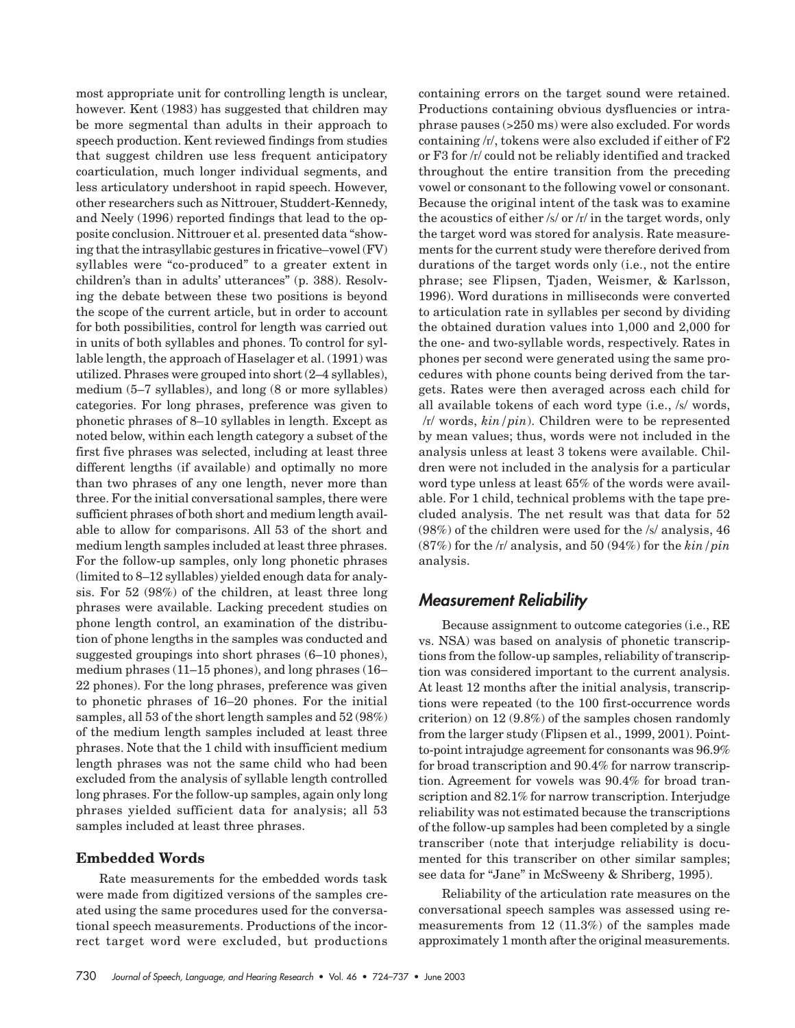most appropriate unit for controlling length is unclear, however. Kent (1983) has suggested that children may be more segmental than adults in their approach to speech production. Kent reviewed findings from studies that suggest children use less frequent anticipatory coarticulation, much longer individual segments, and less articulatory undershoot in rapid speech. However, other researchers such as Nittrouer, Studdert-Kennedy, and Neely (1996) reported findings that lead to the opposite conclusion. Nittrouer et al. presented data "showing that the intrasyllabic gestures in fricative–vowel (FV) syllables were "co-produced" to a greater extent in children's than in adults' utterances" (p. 388). Resolving the debate between these two positions is beyond the scope of the current article, but in order to account for both possibilities, control for length was carried out in units of both syllables and phones. To control for syllable length, the approach of Haselager et al. (1991) was utilized. Phrases were grouped into short (2–4 syllables), medium (5–7 syllables), and long (8 or more syllables) categories. For long phrases, preference was given to phonetic phrases of 8–10 syllables in length. Except as noted below, within each length category a subset of the first five phrases was selected, including at least three different lengths (if available) and optimally no more than two phrases of any one length, never more than three. For the initial conversational samples, there were sufficient phrases of both short and medium length available to allow for comparisons. All 53 of the short and medium length samples included at least three phrases. For the follow-up samples, only long phonetic phrases (limited to 8–12 syllables) yielded enough data for analysis. For 52 (98%) of the children, at least three long phrases were available. Lacking precedent studies on phone length control, an examination of the distribution of phone lengths in the samples was conducted and suggested groupings into short phrases (6–10 phones), medium phrases (11–15 phones), and long phrases (16–22 phones). For the long phrases, preference was given to phonetic phrases of 16–20 phones. For the initial samples, all 53 of the short length samples and 52 (98%) of the medium length samples included at least three phrases. Note that the 1 child with insufficient medium length phrases was not the same child who had been excluded from the analysis of syllable length controlled long phrases. For the follow-up samples, again only long phrases yielded sufficient data for analysis; all 53 samples included at least three phrases.

### Embedded Words

Rate measurements for the embedded words task were made from digitized versions of the samples created using the same procedures used for the conversational speech measurements. Productions of the incorrect target word were excluded, but productions containing errors on the target sound were retained. Productions containing obvious dysfluencies or intraphrase pauses (>250 ms) were also excluded. For words containing /r/, tokens were also excluded if either of F2 or F3 for /r/ could not be reliably identified and tracked throughout the entire transition from the preceding vowel or consonant to the following vowel or consonant. Because the original intent of the task was to examine the acoustics of either /s/ or /r/ in the target words, only the target word was stored for analysis. Rate measurements for the current study were therefore derived from durations of the target words only (i.e., not the entire phrase; see Flipsen, Tjaden, Weismer, & Karlsson, 1996). Word durations in milliseconds were converted to articulation rate in syllables per second by dividing the obtained duration values into 1,000 and 2,000 for the one- and two-syllable words, respectively. Rates in phones per second were generated using the same procedures with phone counts being derived from the targets. Rates were then averaged across each child for all available tokens of each word type (i.e., /s/ words, /r/ words, *kin*/*pin*). Children were to be represented by mean values; thus, words were not included in the analysis unless at least 3 tokens were available. Children were not included in the analysis for a particular word type unless at least 65% of the words were available. For 1 child, technical problems with the tape precluded analysis. The net result was that data for 52 (98%) of the children were used for the /s/ analysis, 46 (87%) for the /r/ analysis, and 50 (94%) for the *kin*/*pin* analysis.

## Measurement Reliability

Because assignment to outcome categories (i.e., RE vs. NSA) was based on analysis of phonetic transcriptions from the follow-up samples, reliability of transcription was considered important to the current analysis. At least 12 months after the initial analysis, transcriptions were repeated (to the 100 first-occurrence words criterion) on 12 (9.8%) of the samples chosen randomly from the larger study (Flipsen et al., 1999, 2001). Point-to-point intrajudge agreement for consonants was 96.9% for broad transcription and 90.4% for narrow transcription. Agreement for vowels was 90.4% for broad transcription and 82.1% for narrow transcription. Interjudge reliability was not estimated because the transcriptions of the follow-up samples had been completed by a single transcriber (note that interjudge reliability is documented for this transcriber on other similar samples; see data for "Jane" in McSweeny & Shriberg, 1995).

Reliability of the articulation rate measures on the conversational speech samples was assessed using remeasurements from 12 (11.3%) of the samples made approximately 1 month after the original measurements.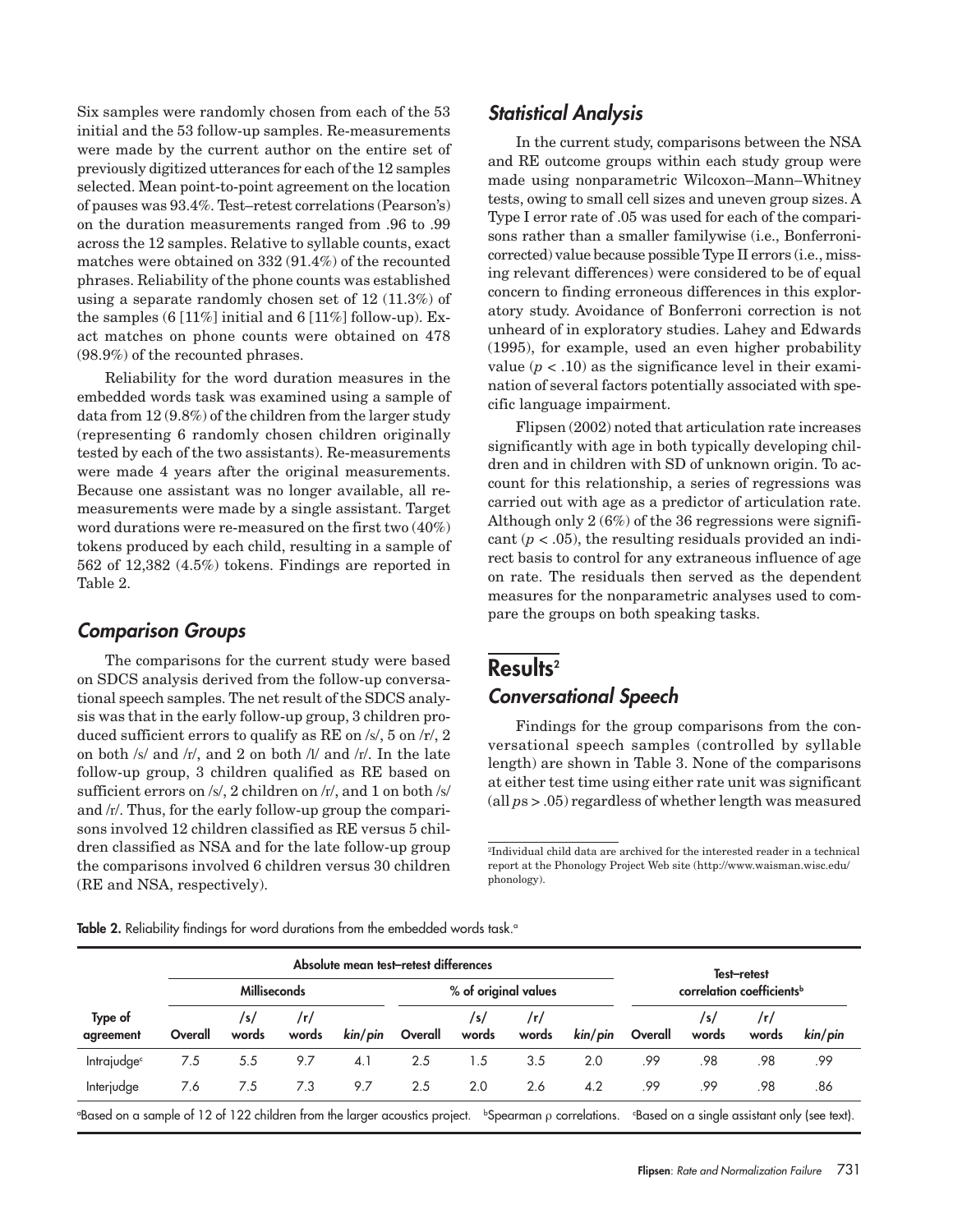Six samples were randomly chosen from each of the 53 initial and the 53 follow-up samples. Re-measurements were made by the current author on the entire set of previously digitized utterances for each of the 12 samples selected. Mean point-to-point agreement on the location of pauses was 93.4%. Test–retest correlations (Pearson's) on the duration measurements ranged from .96 to .99 across the 12 samples. Relative to syllable counts, exact matches were obtained on 332 (91.4%) of the recounted phrases. Reliability of the phone counts was established using a separate randomly chosen set of 12 (11.3%) of the samples (6 [11%] initial and 6 [11%] follow-up). Exact matches on phone counts were obtained on 478 (98.9%) of the recounted phrases.

Reliability for the word duration measures in the embedded words task was examined using a sample of data from 12 (9.8%) of the children from the larger study (representing 6 randomly chosen children originally tested by each of the two assistants). Re-measurements were made 4 years after the original measurements. Because one assistant was no longer available, all re-measurements were made by a single assistant. Target word durations were re-measured on the first two (40%) tokens produced by each child, resulting in a sample of 562 of 12,382 (4.5%) tokens. Findings are reported in Table 2.

## Comparison Groups

The comparisons for the current study were based on SDCS analysis derived from the follow-up conversational speech samples. The net result of the SDCS analysis was that in the early follow-up group, 3 children produced sufficient errors to qualify as RE on /s/, 5 on /r/, 2 on both /s/ and /r/, and 2 on both /l/ and /r/. In the late follow-up group, 3 children qualified as RE based on sufficient errors on /s/, 2 children on /r/, and 1 on both /s/ and /r/. Thus, for the early follow-up group the comparisons involved 12 children classified as RE versus 5 children classified as NSA and for the late follow-up group the comparisons involved 6 children versus 30 children (RE and NSA, respectively).

## Statistical Analysis

In the current study, comparisons between the NSA and RE outcome groups within each study group were made using nonparametric Wilcoxon–Mann–Whitney tests, owing to small cell sizes and uneven group sizes. A Type I error rate of .05 was used for each of the comparisons rather than a smaller familywise (i.e., Bonferroni-corrected) value because possible Type II errors (i.e., missing relevant differences) were considered to be of equal concern to finding erroneous differences in this exploratory study. Avoidance of Bonferroni correction is not unheard of in exploratory studies. Lahey and Edwards (1995), for example, used an even higher probability value ($p < .10$) as the significance level in their examination of several factors potentially associated with specific language impairment.

Flipsen (2002) noted that articulation rate increases significantly with age in both typically developing children and in children with SD of unknown origin. To account for this relationship, a series of regressions was carried out with age as a predictor of articulation rate. Although only 2 (6%) of the 36 regressions were significant ($p < .05$), the resulting residuals provided an indirect basis to control for any extraneous influence of age on rate. The residuals then served as the dependent measures for the nonparametric analyses used to compare the groups on both speaking tasks.

# Results[2]

## Conversational Speech

Findings for the group comparisons from the conversational speech samples (controlled by syllable length) are shown in Table 3. None of the comparisons at either test time using either rate unit was significant (all $ps > .05$) regardless of whether length was measured

[2]Individual child data are archived for the interested reader in a technical report at the Phonology Project Web site (http://www.waisman.wisc.edu/phonology).

**Table 2.** Reliability findings for word durations from the embedded words task.[a]

| | Absolute mean test–retest differences | | | | | | | | Test–retest correlation coefficients[b] | | | |
|---|---|---|---|---|---|---|---|---|---|---|---|---|
| | Milliseconds | | | | % of original values | | | | | | | |
| Type of agreement | Overall | /s/ words | /r/ words | *kin/pin* | Overall | /s/ words | /r/ words | *kin/pin* | Overall | /s/ words | /r/ words | *kin/pin* |
| Intrajudge[c] | 7.5 | 5.5 | 9.7 | 4.1 | 2.5 | 1.5 | 3.5 | 2.0 | .99 | .98 | .98 | .99 |
| Interjudge | 7.6 | 7.5 | 7.3 | 9.7 | 2.5 | 2.0 | 2.6 | 4.2 | .99 | .99 | .98 | .86 |

[a]Based on a sample of 12 of 122 children from the larger acoustics project. [b]Spearman ρ correlations. [c]Based on a single assistant only (see text).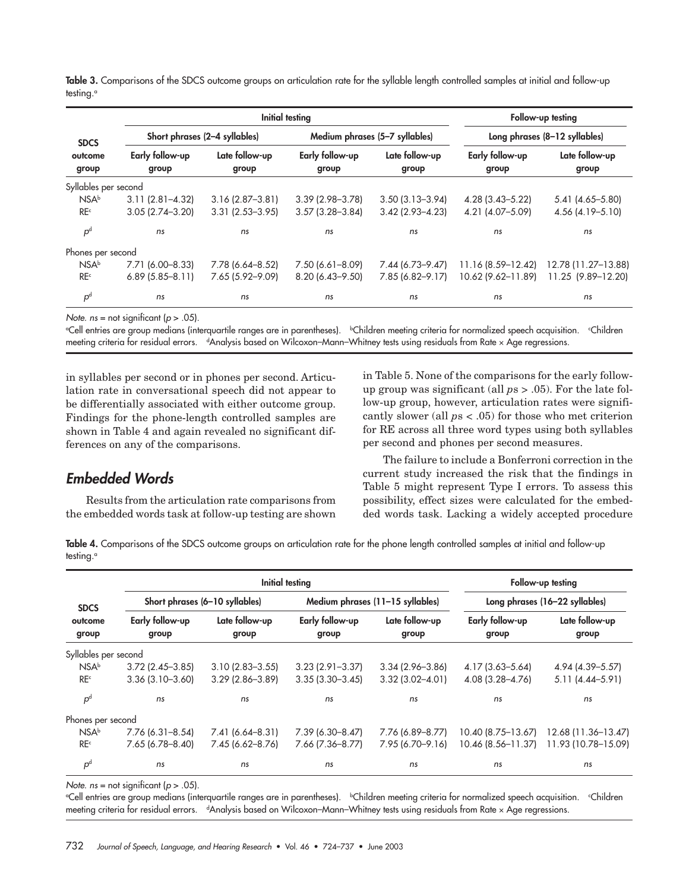**Table 3.** Comparisons of the SDCS outcome groups on articulation rate for the syllable length controlled samples at initial and follow-up testing.[a]

| SDCS outcome group | Initial testing | | | | Follow-up testing | |
|---|---|---|---|---|---|---|
| | Short phrases (2–4 syllables) | | Medium phrases (5–7 syllables) | | Long phrases (8–12 syllables) | |
| | Early follow-up group | Late follow-up group | Early follow-up group | Late follow-up group | Early follow-up group | Late follow-up group |
| Syllables per second | | | | | | |
| NSA[b] | 3.11 (2.81–4.32) | 3.16 (2.87–3.81) | 3.39 (2.98–3.78) | 3.50 (3.13–3.94) | 4.28 (3.43–5.22) | 5.41 (4.65–5.80) |
| RE[c] | 3.05 (2.74–3.20) | 3.31 (2.53–3.95) | 3.57 (3.28–3.84) | 3.42 (2.93–4.23) | 4.21 (4.07–5.09) | 4.56 (4.19–5.10) |
| *p*[d] | *ns* | *ns* | *ns* | *ns* | *ns* | *ns* |
| Phones per second | | | | | | |
| NSA[b] | 7.71 (6.00–8.33) | 7.78 (6.64–8.52) | 7.50 (6.61–8.09) | 7.44 (6.73–9.47) | 11.16 (8.59–12.42) | 12.78 (11.27–13.88) |
| RE[c] | 6.89 (5.85–8.11) | 7.65 (5.92–9.09) | 8.20 (6.43–9.50) | 7.85 (6.82–9.17) | 10.62 (9.62–11.89) | 11.25 (9.89–12.20) |
| *p*[d] | *ns* | *ns* | *ns* | *ns* | *ns* | *ns* |

*Note. ns* = not significant ($p > .05$).
[a]Cell entries are group medians (interquartile ranges are in parentheses). [b]Children meeting criteria for normalized speech acquisition. [c]Children meeting criteria for residual errors. [d]Analysis based on Wilcoxon–Mann–Whitney tests using residuals from Rate × Age regressions.

in syllables per second or in phones per second. Articulation rate in conversational speech did not appear to be differentially associated with either outcome group. Findings for the phone-length controlled samples are shown in Table 4 and again revealed no significant differences on any of the comparisons.

## Embedded Words

Results from the articulation rate comparisons from the embedded words task at follow-up testing are shown in Table 5. None of the comparisons for the early follow-up group was significant (all $p$s > .05). For the late follow-up group, however, articulation rates were significantly slower (all $p$s < .05) for those who met criterion for RE across all three word types using both syllables per second and phones per second measures.

The failure to include a Bonferroni correction in the current study increased the risk that the findings in Table 5 might represent Type I errors. To assess this possibility, effect sizes were calculated for the embedded words task. Lacking a widely accepted procedure

**Table 4.** Comparisons of the SDCS outcome groups on articulation rate for the phone length controlled samples at initial and follow-up testing.[a]

| SDCS outcome group | Initial testing | | | | Follow-up testing | |
|---|---|---|---|---|---|---|
| | Short phrases (6–10 syllables) | | Medium phrases (11–15 syllables) | | Long phrases (16–22 syllables) | |
| | Early follow-up group | Late follow-up group | Early follow-up group | Late follow-up group | Early follow-up group | Late follow-up group |
| Syllables per second | | | | | | |
| NSA[b] | 3.72 (2.45–3.85) | 3.10 (2.83–3.55) | 3.23 (2.91–3.37) | 3.34 (2.96–3.86) | 4.17 (3.63–5.64) | 4.94 (4.39–5.57) |
| RE[c] | 3.36 (3.10–3.60) | 3.29 (2.86–3.89) | 3.35 (3.30–3.45) | 3.32 (3.02–4.01) | 4.08 (3.28–4.76) | 5.11 (4.44–5.91) |
| *p*[d] | *ns* | *ns* | *ns* | *ns* | *ns* | *ns* |
| Phones per second | | | | | | |
| NSA[b] | 7.76 (6.31–8.54) | 7.41 (6.64–8.31) | 7.39 (6.30–8.47) | 7.76 (6.89–8.77) | 10.40 (8.75–13.67) | 12.68 (11.36–13.47) |
| RE[c] | 7.65 (6.78–8.40) | 7.45 (6.62–8.76) | 7.66 (7.36–8.77) | 7.95 (6.70–9.16) | 10.46 (8.56–11.37) | 11.93 (10.78–15.09) |
| *p*[d] | *ns* | *ns* | *ns* | *ns* | *ns* | *ns* |

*Note. ns* = not significant ($p > .05$).
[a]Cell entries are group medians (interquartile ranges are in parentheses). [b]Children meeting criteria for normalized speech acquisition. [c]Children meeting criteria for residual errors. [d]Analysis based on Wilcoxon–Mann–Whitney tests using residuals from Rate × Age regressions.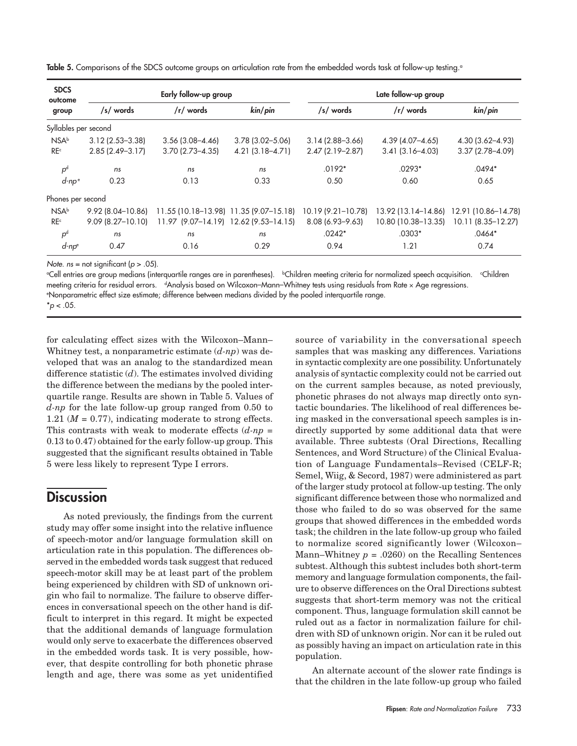**Table 5.** Comparisons of the SDCS outcome groups on articulation rate from the embedded words task at follow-up testing.[a]

| SDCS outcome group | Early follow-up group | | | Late follow-up group | | |
|---|---|---|---|---|---|---|
| | /s/ words | /r/ words | *kin/pin* | /s/ words | /r/ words | *kin/pin* |
| Syllables per second | | | | | | |
| NSA[b] | 3.12 (2.53–3.38) | 3.56 (3.08–4.46) | 3.78 (3.02–5.06) | 3.14 (2.88–3.66) | 4.39 (4.07–4.65) | 4.30 (3.62–4.93) |
| RE[c] | 2.85 (2.49–3.17) | 3.70 (2.73–4.35) | 4.21 (3.18–4.71) | 2.47 (2.19–2.87) | 3.41 (3.16–4.03) | 3.37 (2.78–4.09) |
| *p*[d] | *ns* | *ns* | *ns* | .0192* | .0293* | .0494* |
| *d-np*[e] | 0.23 | 0.13 | 0.33 | 0.50 | 0.60 | 0.65 |
| Phones per second | | | | | | |
| NSA[b] | 9.92 (8.04–10.86) | 11.55 (10.18–13.98) | 11.35 (9.07–15.18) | 10.19 (9.21–10.78) | 13.92 (13.14–14.86) | 12.91 (10.86–14.78) |
| RE[c] | 9.09 (8.27–10.10) | 11.97 (9.07–14.19) | 12.62 (9.53–14.15) | 8.08 (6.93–9.63) | 10.80 (10.38–13.35) | 10.11 (8.35–12.27) |
| *p*[d] | *ns* | *ns* | *ns* | .0242* | .0303* | .0464* |
| *d-np*[e] | 0.47 | 0.16 | 0.29 | 0.94 | 1.21 | 0.74 |

*Note.* *ns* = not significant ($p > .05$).

[a]Cell entries are group medians (interquartile ranges are in parentheses). [b]Children meeting criteria for normalized speech acquisition. [c]Children meeting criteria for residual errors. [d]Analysis based on Wilcoxon–Mann–Whitney tests using residuals from Rate × Age regressions. [e]Nonparametric effect size estimate; difference between medians divided by the pooled interquartile range.
*$p < .05$.

for calculating effect sizes with the Wilcoxon–Mann–Whitney test, a nonparametric estimate (*d-np*) was developed that was an analog to the standardized mean difference statistic ($d$). The estimates involved dividing the difference between the medians by the pooled interquartile range. Results are shown in Table 5. Values of *d-np* for the late follow-up group ranged from 0.50 to 1.21 ($M = 0.77$), indicating moderate to strong effects. This contrasts with weak to moderate effects (*d-np* = 0.13 to 0.47) obtained for the early follow-up group. This suggested that the significant results obtained in Table 5 were less likely to represent Type I errors.

## Discussion

As noted previously, the findings from the current study may offer some insight into the relative influence of speech-motor and/or language formulation skill on articulation rate in this population. The differences observed in the embedded words task suggest that reduced speech-motor skill may be at least part of the problem being experienced by children with SD of unknown origin who fail to normalize. The failure to observe differences in conversational speech on the other hand is difficult to interpret in this regard. It might be expected that the additional demands of language formulation would only serve to exacerbate the differences observed in the embedded words task. It is very possible, however, that despite controlling for both phonetic phrase length and age, there was some as yet unidentified source of variability in the conversational speech samples that was masking any differences. Variations in syntactic complexity are one possibility. Unfortunately analysis of syntactic complexity could not be carried out on the current samples because, as noted previously, phonetic phrases do not always map directly onto syntactic boundaries. The likelihood of real differences being masked in the conversational speech samples is indirectly supported by some additional data that were available. Three subtests (Oral Directions, Recalling Sentences, and Word Structure) of the Clinical Evaluation of Language Fundamentals–Revised (CELF-R; Semel, Wiig, & Secord, 1987) were administered as part of the larger study protocol at follow-up testing. The only significant difference between those who normalized and those who failed to do so was observed for the same groups that showed differences in the embedded words task; the children in the late follow-up group who failed to normalize scored significantly lower (Wilcoxon–Mann–Whitney $p = .0260$) on the Recalling Sentences subtest. Although this subtest includes both short-term memory and language formulation components, the failure to observe differences on the Oral Directions subtest suggests that short-term memory was not the critical component. Thus, language formulation skill cannot be ruled out as a factor in normalization failure for children with SD of unknown origin. Nor can it be ruled out as possibly having an impact on articulation rate in this population.

An alternate account of the slower rate findings is that the children in the late follow-up group who failed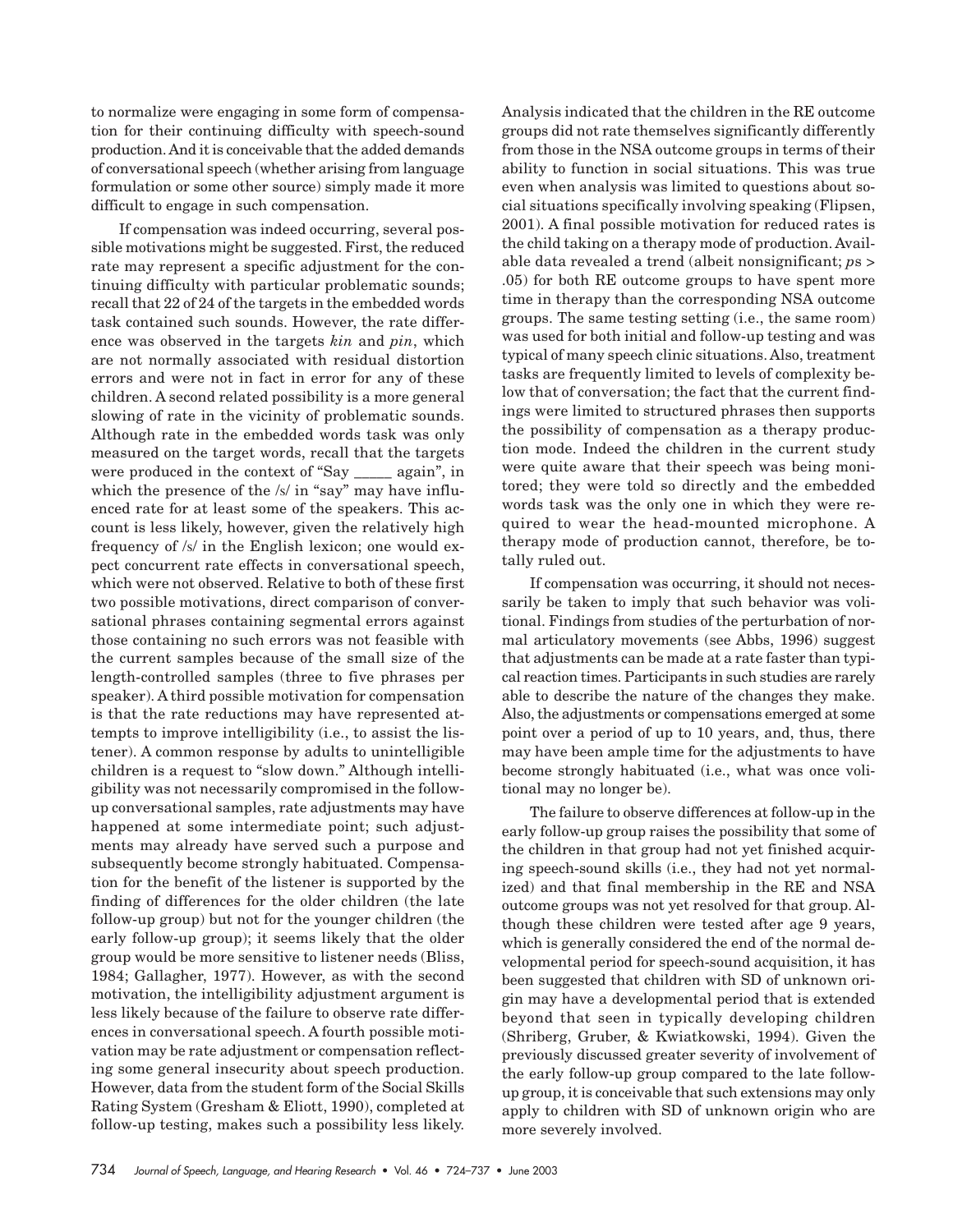to normalize were engaging in some form of compensation for their continuing difficulty with speech-sound production. And it is conceivable that the added demands of conversational speech (whether arising from language formulation or some other source) simply made it more difficult to engage in such compensation.

If compensation was indeed occurring, several possible motivations might be suggested. First, the reduced rate may represent a specific adjustment for the continuing difficulty with particular problematic sounds; recall that 22 of 24 of the targets in the embedded words task contained such sounds. However, the rate difference was observed in the targets *kin* and *pin*, which are not normally associated with residual distortion errors and were not in fact in error for any of these children. A second related possibility is a more general slowing of rate in the vicinity of problematic sounds. Although rate in the embedded words task was only measured on the target words, recall that the targets were produced in the context of "Say _____ again", in which the presence of the /s/ in "say" may have influenced rate for at least some of the speakers. This account is less likely, however, given the relatively high frequency of /s/ in the English lexicon; one would expect concurrent rate effects in conversational speech, which were not observed. Relative to both of these first two possible motivations, direct comparison of conversational phrases containing segmental errors against those containing no such errors was not feasible with the current samples because of the small size of the length-controlled samples (three to five phrases per speaker). A third possible motivation for compensation is that the rate reductions may have represented attempts to improve intelligibility (i.e., to assist the listener). A common response by adults to unintelligible children is a request to "slow down." Although intelligibility was not necessarily compromised in the follow-up conversational samples, rate adjustments may have happened at some intermediate point; such adjustments may already have served such a purpose and subsequently become strongly habituated. Compensation for the benefit of the listener is supported by the finding of differences for the older children (the late follow-up group) but not for the younger children (the early follow-up group); it seems likely that the older group would be more sensitive to listener needs (Bliss, 1984; Gallagher, 1977). However, as with the second motivation, the intelligibility adjustment argument is less likely because of the failure to observe rate differences in conversational speech. A fourth possible motivation may be rate adjustment or compensation reflecting some general insecurity about speech production. However, data from the student form of the Social Skills Rating System (Gresham & Eliott, 1990), completed at follow-up testing, makes such a possibility less likely. Analysis indicated that the children in the RE outcome groups did not rate themselves significantly differently from those in the NSA outcome groups in terms of their ability to function in social situations. This was true even when analysis was limited to questions about social situations specifically involving speaking (Flipsen, 2001). A final possible motivation for reduced rates is the child taking on a therapy mode of production. Available data revealed a trend (albeit nonsignificant; $ps > .05$) for both RE outcome groups to have spent more time in therapy than the corresponding NSA outcome groups. The same testing setting (i.e., the same room) was used for both initial and follow-up testing and was typical of many speech clinic situations. Also, treatment tasks are frequently limited to levels of complexity below that of conversation; the fact that the current findings were limited to structured phrases then supports the possibility of compensation as a therapy production mode. Indeed the children in the current study were quite aware that their speech was being monitored; they were told so directly and the embedded words task was the only one in which they were required to wear the head-mounted microphone. A therapy mode of production cannot, therefore, be totally ruled out.

If compensation was occurring, it should not necessarily be taken to imply that such behavior was volitional. Findings from studies of the perturbation of normal articulatory movements (see Abbs, 1996) suggest that adjustments can be made at a rate faster than typical reaction times. Participants in such studies are rarely able to describe the nature of the changes they make. Also, the adjustments or compensations emerged at some point over a period of up to 10 years, and, thus, there may have been ample time for the adjustments to have become strongly habituated (i.e., what was once volitional may no longer be).

The failure to observe differences at follow-up in the early follow-up group raises the possibility that some of the children in that group had not yet finished acquiring speech-sound skills (i.e., they had not yet normalized) and that final membership in the RE and NSA outcome groups was not yet resolved for that group. Although these children were tested after age 9 years, which is generally considered the end of the normal developmental period for speech-sound acquisition, it has been suggested that children with SD of unknown origin may have a developmental period that is extended beyond that seen in typically developing children (Shriberg, Gruber, & Kwiatkowski, 1994). Given the previously discussed greater severity of involvement of the early follow-up group compared to the late follow-up group, it is conceivable that such extensions may only apply to children with SD of unknown origin who are more severely involved.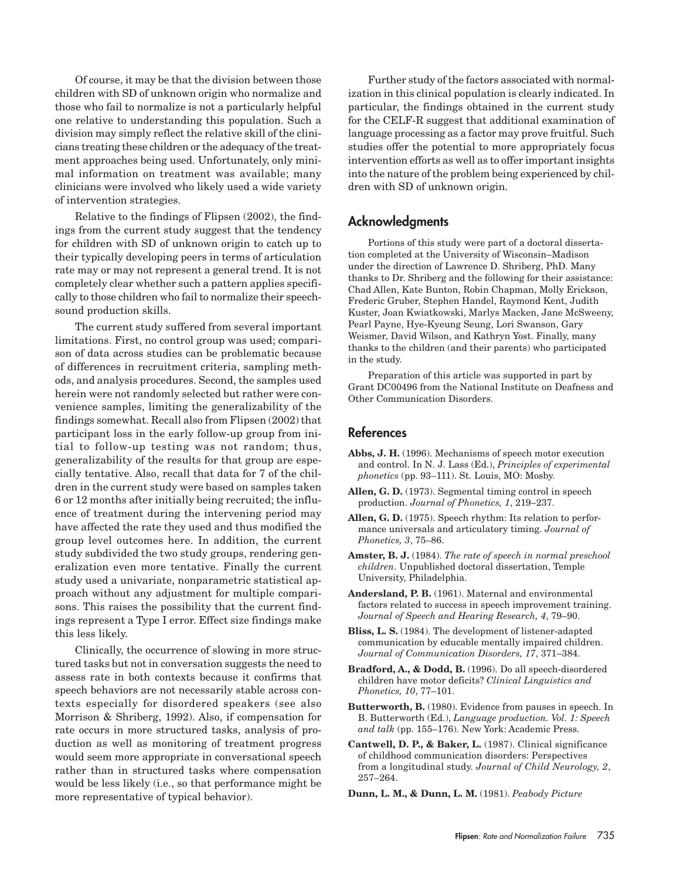Of course, it may be that the division between those children with SD of unknown origin who normalize and those who fail to normalize is not a particularly helpful one relative to understanding this population. Such a division may simply reflect the relative skill of the clinicians treating these children or the adequacy of the treatment approaches being used. Unfortunately, only minimal information on treatment was available; many clinicians were involved who likely used a wide variety of intervention strategies.

Relative to the findings of Flipsen (2002), the findings from the current study suggest that the tendency for children with SD of unknown origin to catch up to their typically developing peers in terms of articulation rate may or may not represent a general trend. It is not completely clear whether such a pattern applies specifically to those children who fail to normalize their speech-sound production skills.

The current study suffered from several important limitations. First, no control group was used; comparison of data across studies can be problematic because of differences in recruitment criteria, sampling methods, and analysis procedures. Second, the samples used herein were not randomly selected but rather were convenience samples, limiting the generalizability of the findings somewhat. Recall also from Flipsen (2002) that participant loss in the early follow-up group from initial to follow-up testing was not random; thus, generalizability of the results for that group are especially tentative. Also, recall that data for 7 of the children in the current study were based on samples taken 6 or 12 months after initially being recruited; the influence of treatment during the intervening period may have affected the rate they used and thus modified the group level outcomes here. In addition, the current study subdivided the two study groups, rendering generalization even more tentative. Finally the current study used a univariate, nonparametric statistical approach without any adjustment for multiple comparisons. This raises the possibility that the current findings represent a Type I error. Effect size findings make this less likely.

Clinically, the occurrence of slowing in more structured tasks but not in conversation suggests the need to assess rate in both contexts because it confirms that speech behaviors are not necessarily stable across contexts especially for disordered speakers (see also Morrison & Shriberg, 1992). Also, if compensation for rate occurs in more structured tasks, analysis of production as well as monitoring of treatment progress would seem more appropriate in conversational speech rather than in structured tasks where compensation would be less likely (i.e., so that performance might be more representative of typical behavior).

Further study of the factors associated with normalization in this clinical population is clearly indicated. In particular, the findings obtained in the current study for the CELF-R suggest that additional examination of language processing as a factor may prove fruitful. Such studies offer the potential to more appropriately focus intervention efforts as well as to offer important insights into the nature of the problem being experienced by children with SD of unknown origin.

## Acknowledgments

Portions of this study were part of a doctoral dissertation completed at the University of Wisconsin–Madison under the direction of Lawrence D. Shriberg, PhD. Many thanks to Dr. Shriberg and the following for their assistance: Chad Allen, Kate Bunton, Robin Chapman, Molly Erickson, Frederic Gruber, Stephen Handel, Raymond Kent, Judith Kuster, Joan Kwiatkowski, Marlys Macken, Jane McSweeny, Pearl Payne, Hye-Kyeung Seung, Lori Swanson, Gary Weismer, David Wilson, and Kathryn Yost. Finally, many thanks to the children (and their parents) who participated in the study.

Preparation of this article was supported in part by Grant DC00496 from the National Institute on Deafness and Other Communication Disorders.

## References

**Abbs, J. H.** (1996). Mechanisms of speech motor execution and control. In N. J. Lass (Ed.), *Principles of experimental phonetics* (pp. 93–111). St. Louis, MO: Mosby.

**Allen, G. D.** (1973). Segmental timing control in speech production. *Journal of Phonetics, 1*, 219–237.

**Allen, G. D.** (1975). Speech rhythm: Its relation to performance universals and articulatory timing. *Journal of Phonetics, 3*, 75–86.

**Amster, B. J.** (1984). *The rate of speech in normal preschool children*. Unpublished doctoral dissertation, Temple University, Philadelphia.

**Andersland, P. B.** (1961). Maternal and environmental factors related to success in speech improvement training. *Journal of Speech and Hearing Research, 4*, 79–90.

**Bliss, L. S.** (1984). The development of listener-adapted communication by educable mentally impaired children. *Journal of Communication Disorders, 17*, 371–384.

**Bradford, A., & Dodd, B.** (1996). Do all speech-disordered children have motor deficits? *Clinical Linguistics and Phonetics, 10*, 77–101.

**Butterworth, B.** (1980). Evidence from pauses in speech. In B. Butterworth (Ed.), *Language production. Vol. 1: Speech and talk* (pp. 155–176). New York: Academic Press.

**Cantwell, D. P., & Baker, L.** (1987). Clinical significance of childhood communication disorders: Perspectives from a longitudinal study. *Journal of Child Neurology, 2*, 257–264.

**Dunn, L. M., & Dunn, L. M.** (1981). *Peabody Picture*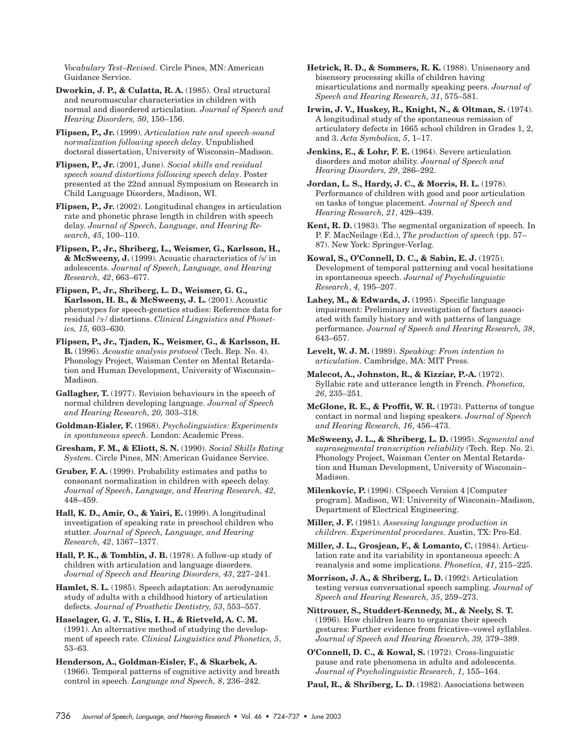*Vocabulary Test–Revised*. Circle Pines, MN: American Guidance Service.

**Dworkin, J. P., & Culatta, R. A.** (1985). Oral structural and neuromuscular characteristics in children with normal and disordered articulation. *Journal of Speech and Hearing Disorders, 50*, 150–156.

**Flipsen, P., Jr.** (1999). *Articulation rate and speech-sound normalization following speech delay*. Unpublished doctoral dissertation, University of Wisconsin–Madison.

**Flipsen, P., Jr.** (2001, June). *Social skills and residual speech sound distortions following speech delay*. Poster presented at the 22nd annual Symposium on Research in Child Language Disorders, Madison, WI.

**Flipsen, P., Jr.** (2002). Longitudinal changes in articulation rate and phonetic phrase length in children with speech delay. *Journal of Speech, Language, and Hearing Research, 45*, 100–110.

**Flipsen, P., Jr., Shriberg, L., Weismer, G., Karlsson, H., & McSweeny, J.** (1999). Acoustic characteristics of /s/ in adolescents. *Journal of Speech, Language, and Hearing Research, 42*, 663–677.

**Flipsen, P., Jr., Shriberg, L. D., Weismer, G. G., Karlsson, H. B., & McSweeny, J. L.** (2001). Acoustic phenotypes for speech-genetics studies: Reference data for residual /ɝ/ distortions. *Clinical Linguistics and Phonetics, 15,* 603–630*.*

**Flipsen, P., Jr., Tjaden, K., Weismer, G., & Karlsson, H. B.** (1996). *Acoustic analysis protocol* (Tech. Rep. No. 4). Phonology Project, Waisman Center on Mental Retardation and Human Development, University of Wisconsin–Madison.

**Gallagher, T.** (1977). Revision behaviours in the speech of normal children developing language. *Journal of Speech and Hearing Research, 20,* 303–318.

**Goldman-Eisler, F.** (1968). *Psycholinguistics: Experiments in spontaneous speech*. London: Academic Press.

**Gresham, F. M., & Eliott, S. N.** (1990). *Social Skills Rating System*. Circle Pines, MN: American Guidance Service.

**Gruber, F. A.** (1999). Probability estimates and paths to consonant normalization in children with speech delay. *Journal of Speech, Language, and Hearing Research, 42*, 448–459.

**Hall, K. D., Amir, O., & Yairi, E.** (1999). A longitudinal investigation of speaking rate in preschool children who stutter. *Journal of Speech, Language, and Hearing Research, 42*, 1367–1377.

**Hall, P. K., & Tomblin, J. B.** (1978). A follow-up study of children with articulation and language disorders. *Journal of Speech and Hearing Disorders, 43*, 227–241.

**Hamlet, S. L.** (1985). Speech adaptation: An aerodynamic study of adults with a childhood history of articulation defects. *Journal of Prosthetic Dentistry, 53*, 553–557.

**Haselager, G. J. T., Slis, I. H., & Rietveld, A. C. M.** (1991). An alternative method of studying the development of speech rate. *Clinical Linguistics and Phonetics, 5*, 53–63.

**Henderson, A., Goldman-Eisler, F., & Skarbek, A.** (1966). Temporal patterns of cognitive activity and breath control in speech. *Language and Speech, 8*, 236–242.

**Hetrick, R. D., & Sommers, R. K.** (1988). Unisensory and bisensory processing skills of children having misarticulations and normally speaking peers. *Journal of Speech and Hearing Research, 31*, 575–581.

**Irwin, J. V., Huskey, R., Knight, N., & Oltman, S.** (1974). A longitudinal study of the spontaneous remission of articulatory defects in 1665 school children in Grades 1, 2, and 3. *Acta Symbolica, 5*, 1–17.

**Jenkins, E., & Lohr, F. E.** (1964). Severe articulation disorders and motor ability. *Journal of Speech and Hearing Disorders, 29*, 286–292.

**Jordan, L. S., Hardy, J. C., & Morris, H. L.** (1978). Performance of children with good and poor articulation on tasks of tongue placement. *Journal of Speech and Hearing Research, 21*, 429–439.

**Kent, R. D.** (1983). The segmental organization of speech. In P. F. MacNeilage (Ed.), *The production of speech* (pp. 57–87). New York: Springer-Verlag.

**Kowal, S., O'Connell, D. C., & Sabin, E. J.** (1975). Development of temporal patterning and vocal hesitations in spontaneous speech. *Journal of Psycholinguistic Research*, *4,* 195–207.

**Lahey, M., & Edwards, J.** (1995). Specific language impairment: Preliminary investigation of factors associated with family history and with patterns of language performance. *Journal of Speech and Hearing Research, 38*, 643–657.

**Levelt, W. J. M.** (1989). *Speaking: From intention to articulation*. Cambridge, MA: MIT Press.

**Malecot, A., Johnston, R., & Kizziar, P.-A.** (1972). Syllabic rate and utterance length in French. *Phonetica, 26*, 235–251.

**McGlone, R. E., & Proffit, W. R.** (1973). Patterns of tongue contact in normal and lisping speakers. *Journal of Speech and Hearing Research, 16*, 456–473.

**McSweeny, J. L., & Shriberg, L. D.** (1995). *Segmental and suprasegmental transcription reliability* (Tech. Rep. No. 2). Phonology Project, Waisman Center on Mental Retardation and Human Development, University of Wisconsin–Madison.

**Milenkovic, P.** (1996). CSpeech Version 4 [Computer program]. Madison, WI: University of Wisconsin–Madison, Department of Electrical Engineering.

**Miller, J. F.** (1981). *Assessing language production in children. Experimental procedures.* Austin, TX: Pro-Ed.

**Miller, J. L., Grosjean, F., & Lomanto, C.** (1984). Articulation rate and its variability in spontaneous speech: A reanalysis and some implications. *Phonetica, 41*, 215–225.

**Morrison, J. A., & Shriberg, L. D.** (1992). Articulation testing versus conversational speech sampling. *Journal of Speech and Hearing Research, 35*, 259–273.

**Nittrouer, S., Studdert-Kennedy, M., & Neely, S. T.** (1996). How children learn to organize their speech gestures: Further evidence from fricative–vowel syllables. *Journal of Speech and Hearing Research, 39,* 379–389.

**O'Connell, D. C., & Kowal, S.** (1972). Cross-linguistic pause and rate phenomena in adults and adolescents. *Journal of Psycholinguistic Research, 1*, 155–164.

**Paul, R., & Shriberg, L. D.** (1982). Associations between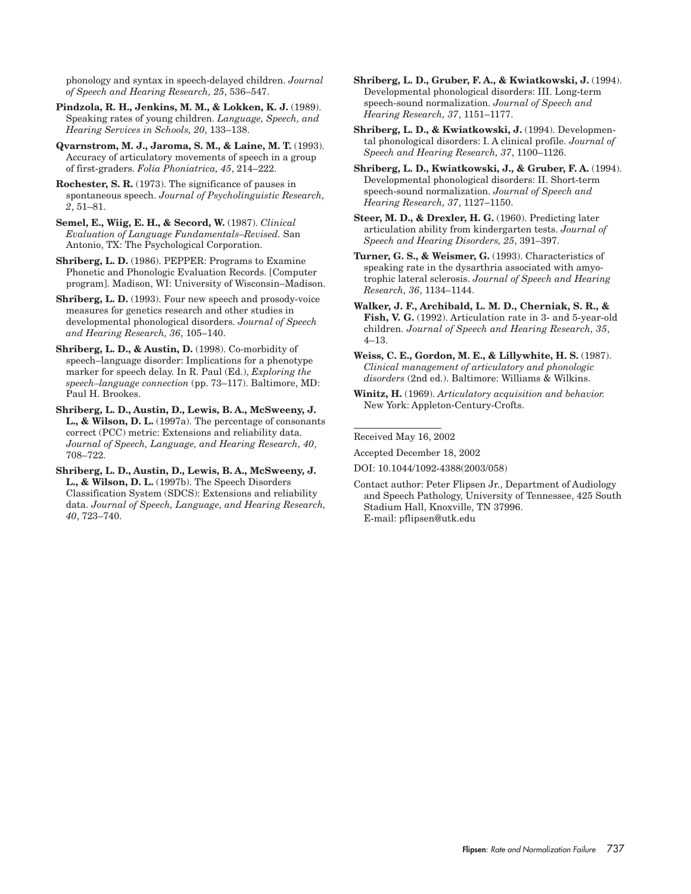phonology and syntax in speech-delayed children. *Journal of Speech and Hearing Research, 25*, 536–547.

**Pindzola, R. H., Jenkins, M. M., & Lokken, K. J.** (1989). Speaking rates of young children. *Language, Speech, and Hearing Services in Schools, 20*, 133–138.

**Qvarnstrom, M. J., Jaroma, S. M., & Laine, M. T.** (1993). Accuracy of articulatory movements of speech in a group of first-graders. *Folia Phoniatrica, 45*, 214–222.

**Rochester, S. R.** (1973). The significance of pauses in spontaneous speech. *Journal of Psycholinguistic Research, 2*, 51–81.

**Semel, E., Wiig, E. H., & Secord, W.** (1987). *Clinical Evaluation of Language Fundamentals–Revised.* San Antonio, TX: The Psychological Corporation.

**Shriberg, L. D.** (1986). PEPPER: Programs to Examine Phonetic and Phonologic Evaluation Records. [Computer program]. Madison, WI: University of Wisconsin–Madison.

**Shriberg, L. D.** (1993). Four new speech and prosody-voice measures for genetics research and other studies in developmental phonological disorders. *Journal of Speech and Hearing Research, 36*, 105–140.

**Shriberg, L. D., & Austin, D.** (1998). Co-morbidity of speech–language disorder: Implications for a phenotype marker for speech delay. In R. Paul (Ed.), *Exploring the speech–language connection* (pp. 73–117). Baltimore, MD: Paul H. Brookes.

**Shriberg, L. D., Austin, D., Lewis, B. A., McSweeny, J. L., & Wilson, D. L.** (1997a). The percentage of consonants correct (PCC) metric: Extensions and reliability data. *Journal of Speech, Language, and Hearing Research, 40*, 708–722.

**Shriberg, L. D., Austin, D., Lewis, B. A., McSweeny, J. L., & Wilson, D. L.** (1997b). The Speech Disorders Classification System (SDCS): Extensions and reliability data. *Journal of Speech, Language, and Hearing Research, 40*, 723–740.

**Shriberg, L. D., Gruber, F. A., & Kwiatkowski, J.** (1994). Developmental phonological disorders: III. Long-term speech-sound normalization. *Journal of Speech and Hearing Research, 37*, 1151–1177.

**Shriberg, L. D., & Kwiatkowski, J.** (1994). Developmental phonological disorders: I. A clinical profile. *Journal of Speech and Hearing Research, 37*, 1100–1126.

**Shriberg, L. D., Kwiatkowski, J., & Gruber, F. A.** (1994). Developmental phonological disorders: II. Short-term speech-sound normalization. *Journal of Speech and Hearing Research, 37*, 1127–1150.

**Steer, M. D., & Drexler, H. G.** (1960). Predicting later articulation ability from kindergarten tests. *Journal of Speech and Hearing Disorders, 25*, 391–397.

**Turner, G. S., & Weismer, G.** (1993). Characteristics of speaking rate in the dysarthria associated with amyotrophic lateral sclerosis. *Journal of Speech and Hearing Research, 36*, 1134–1144.

**Walker, J. F., Archibald, L. M. D., Cherniak, S. R., & Fish, V. G.** (1992). Articulation rate in 3- and 5-year-old children. *Journal of Speech and Hearing Research, 35*, 4–13.

**Weiss, C. E., Gordon, M. E., & Lillywhite, H. S.** (1987). *Clinical management of articulatory and phonologic disorders* (2nd ed.). Baltimore: Williams & Wilkins.

**Winitz, H.** (1969). *Articulatory acquisition and behavior.* New York: Appleton-Century-Crofts.

---

Received May 16, 2002

Accepted December 18, 2002

DOI: 10.1044/1092-4388(2003/058)

Contact author: Peter Flipsen Jr., Department of Audiology and Speech Pathology, University of Tennessee, 425 South Stadium Hall, Knoxville, TN 37996.
E-mail: pflipsen@utk.edu